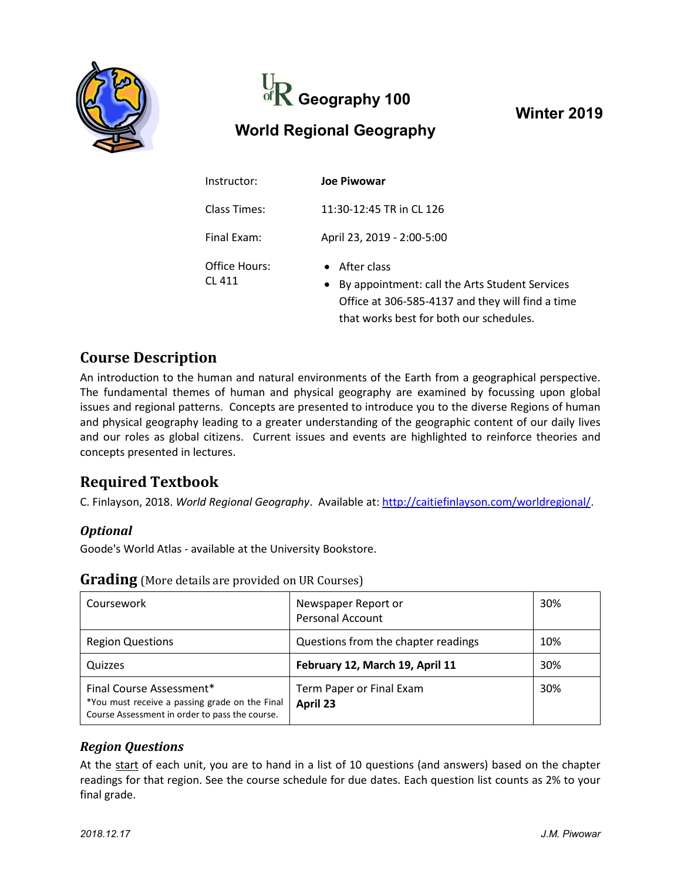# Geography 100

## World Regional Geography

**Winter 2019**

| | |
|---|---|
| Instructor: | **Joe Piwowar** |
| Class Times: | 11:30-12:45 TR in CL 126 |
| Final Exam: | April 23, 2019 - 2:00-5:00 |
| Office Hours: CL 411 | • After class<br>• By appointment: call the Arts Student Services Office at 306-585-4137 and they will find a time that works best for both our schedules. |

## Course Description

An introduction to the human and natural environments of the Earth from a geographical perspective. The fundamental themes of human and physical geography are examined by focussing upon global issues and regional patterns. Concepts are presented to introduce you to the diverse Regions of human and physical geography leading to a greater understanding of the geographic content of our daily lives and our roles as global citizens. Current issues and events are highlighted to reinforce theories and concepts presented in lectures.

## Required Textbook

C. Finlayson, 2018. *World Regional Geography*. Available at: http://caitiefinlayson.com/worldregional/.

### *Optional*

Goode's World Atlas - available at the University Bookstore.

## Grading (More details are provided on UR Courses)

| | | |
|---|---|---|
| Coursework | Newspaper Report or Personal Account | 30% |
| Region Questions | Questions from the chapter readings | 10% |
| Quizzes | **February 12, March 19, April 11** | 30% |
| Final Course Assessment* <br>*You must receive a passing grade on the Final Course Assessment in order to pass the course. | Term Paper or Final Exam **April 23** | 30% |

### *Region Questions*

At the start of each unit, you are to hand in a list of 10 questions (and answers) based on the chapter readings for that region. See the course schedule for due dates. Each question list counts as 2% to your final grade.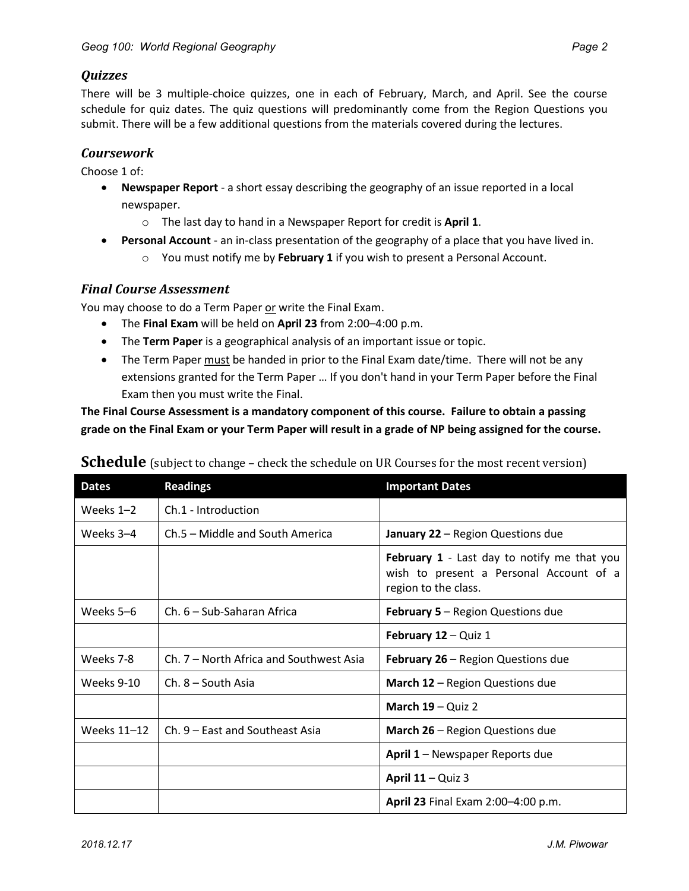### *Quizzes*

There will be 3 multiple-choice quizzes, one in each of February, March, and April. See the course schedule for quiz dates. The quiz questions will predominantly come from the Region Questions you submit. There will be a few additional questions from the materials covered during the lectures.

### *Coursework*

Choose 1 of:

- **Newspaper Report** - a short essay describing the geography of an issue reported in a local newspaper.
  - The last day to hand in a Newspaper Report for credit is **April 1**.
- **Personal Account** - an in-class presentation of the geography of a place that you have lived in.
  - You must notify me by **February 1** if you wish to present a Personal Account.

### *Final Course Assessment*

You may choose to do a Term Paper <u>or</u> write the Final Exam.

- The **Final Exam** will be held on **April 23** from 2:00–4:00 p.m.
- The **Term Paper** is a geographical analysis of an important issue or topic.
- The Term Paper <u>must</u> be handed in prior to the Final Exam date/time. There will not be any extensions granted for the Term Paper … If you don't hand in your Term Paper before the Final Exam then you must write the Final.

**The Final Course Assessment is a mandatory component of this course. Failure to obtain a passing grade on the Final Exam or your Term Paper will result in a grade of NP being assigned for the course.**

## Schedule (subject to change – check the schedule on UR Courses for the most recent version)

| Dates | Readings | Important Dates |
|---|---|---|
| Weeks 1–2 | Ch.1 - Introduction | |
| Weeks 3–4 | Ch.5 – Middle and South America | **January 22** – Region Questions due |
| | | **February 1** - Last day to notify me that you wish to present a Personal Account of a region to the class. |
| Weeks 5–6 | Ch. 6 – Sub-Saharan Africa | **February 5** – Region Questions due |
| | | **February 12** – Quiz 1 |
| Weeks 7-8 | Ch. 7 – North Africa and Southwest Asia | **February 26** – Region Questions due |
| Weeks 9-10 | Ch. 8 – South Asia | **March 12** – Region Questions due |
| | | **March 19** – Quiz 2 |
| Weeks 11–12 | Ch. 9 – East and Southeast Asia | **March 26** – Region Questions due |
| | | **April 1** – Newspaper Reports due |
| | | **April 11** – Quiz 3 |
| | | **April 23** Final Exam 2:00–4:00 p.m. |

*2018.12.17* *J.M. Piwowar*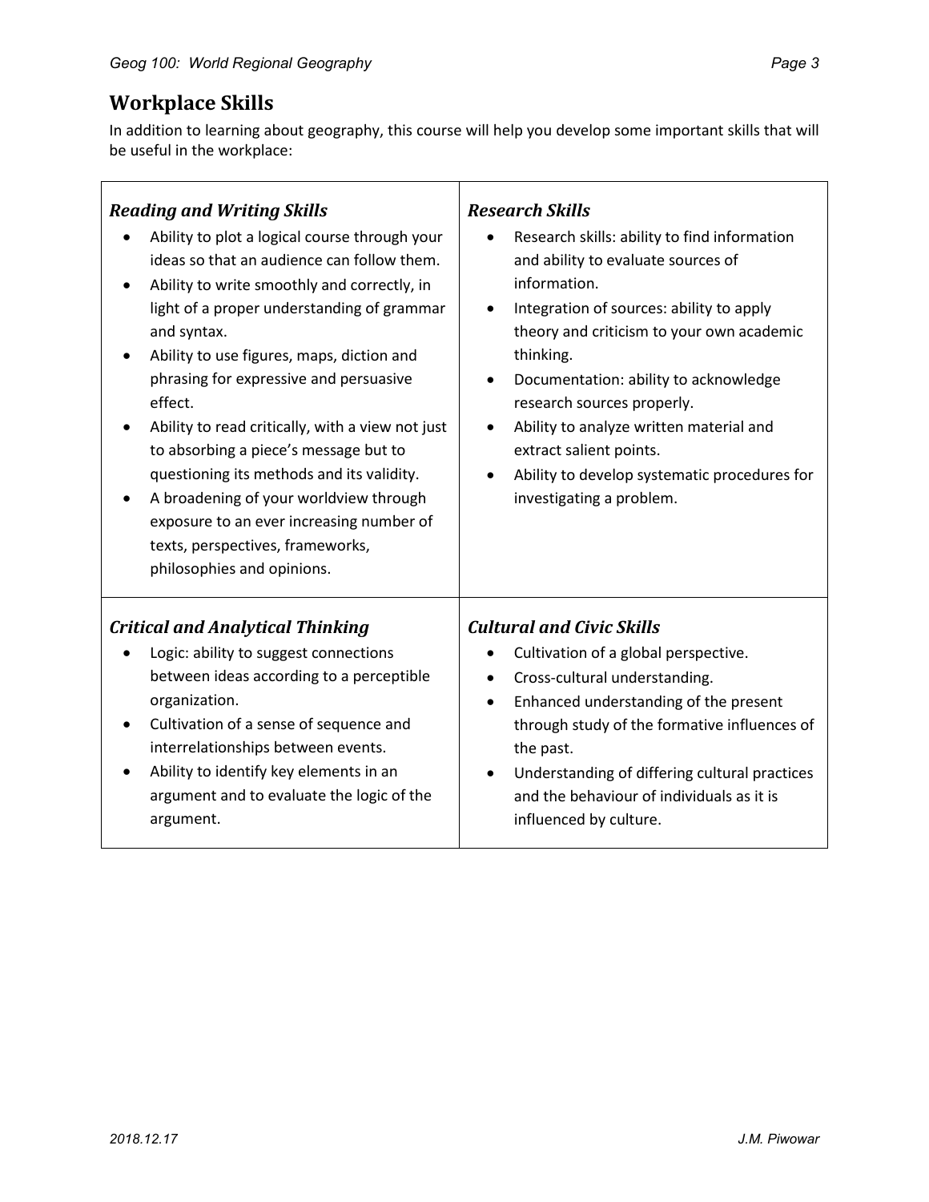## Workplace Skills

In addition to learning about geography, this course will help you develop some important skills that will be useful in the workplace:

### *Reading and Writing Skills*

- Ability to plot a logical course through your ideas so that an audience can follow them.
- Ability to write smoothly and correctly, in light of a proper understanding of grammar and syntax.
- Ability to use figures, maps, diction and phrasing for expressive and persuasive effect.
- Ability to read critically, with a view not just to absorbing a piece's message but to questioning its methods and its validity.
- A broadening of your worldview through exposure to an ever increasing number of texts, perspectives, frameworks, philosophies and opinions.

### *Research Skills*

- Research skills: ability to find information and ability to evaluate sources of information.
- Integration of sources: ability to apply theory and criticism to your own academic thinking.
- Documentation: ability to acknowledge research sources properly.
- Ability to analyze written material and extract salient points.
- Ability to develop systematic procedures for investigating a problem.

### *Critical and Analytical Thinking*

- Logic: ability to suggest connections between ideas according to a perceptible organization.
- Cultivation of a sense of sequence and interrelationships between events.
- Ability to identify key elements in an argument and to evaluate the logic of the argument.

### *Cultural and Civic Skills*

- Cultivation of a global perspective.
- Cross-cultural understanding.
- Enhanced understanding of the present through study of the formative influences of the past.
- Understanding of differing cultural practices and the behaviour of individuals as it is influenced by culture.